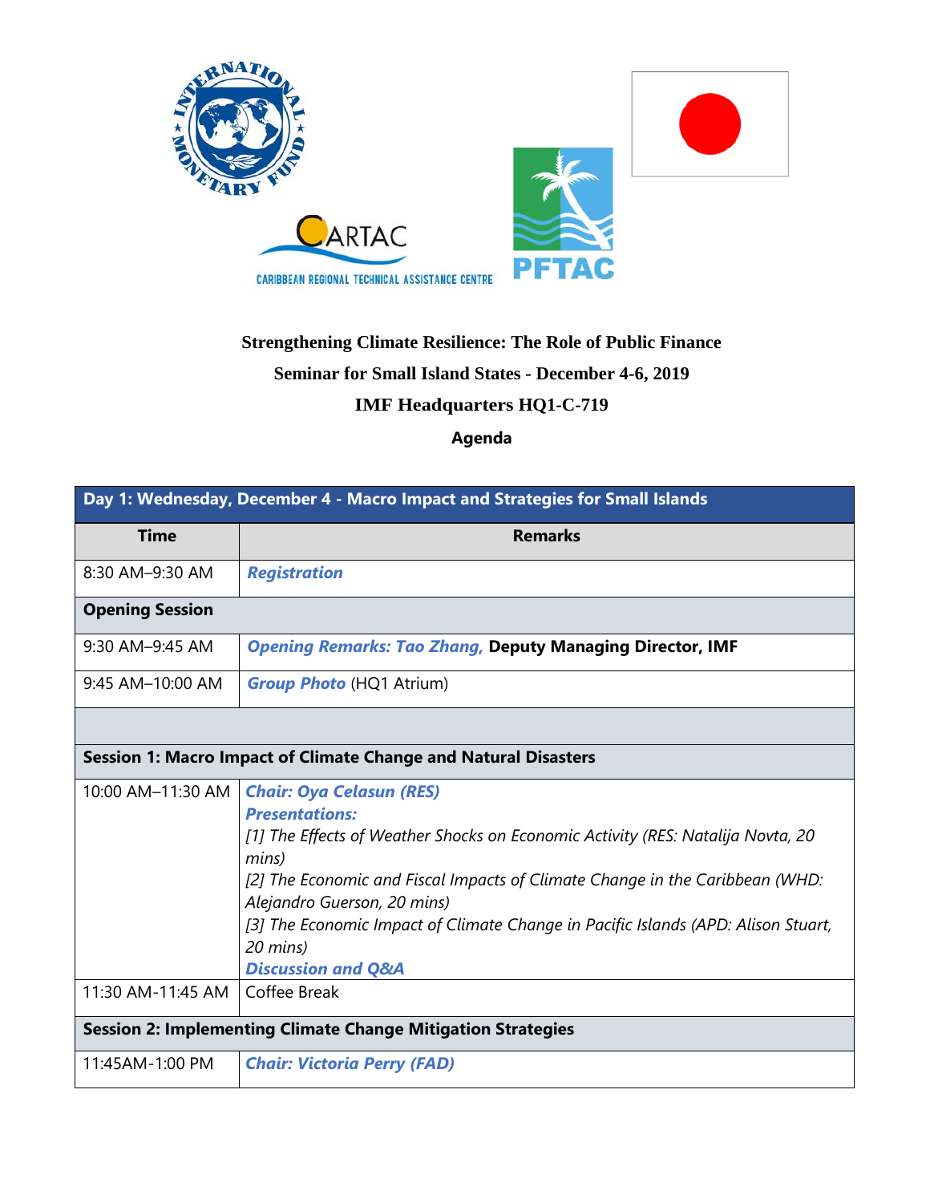CARIBBEAN REGIONAL TECHNICAL ASSISTANCE CENTRE

**Strengthening Climate Resilience: The Role of Public Finance**

**Seminar for Small Island States - December 4-6, 2019**

**IMF Headquarters HQ1-C-719**

**Agenda**

| **Day 1: Wednesday, December 4 - Macro Impact and Strategies for Small Islands** | |
|---|---|
| **Time** | **Remarks** |
| 8:30 AM–9:30 AM | ***Registration*** |
| **Opening Session** | |
| 9:30 AM–9:45 AM | ***Opening Remarks: Tao Zhang,*** **Deputy Managing Director, IMF** |
| 9:45 AM–10:00 AM | ***Group Photo*** (HQ1 Atrium) |
| | |
| **Session 1: Macro Impact of Climate Change and Natural Disasters** | |
| 10:00 AM–11:30 AM | ***Chair: Oya Celasun (RES)***<br>***Presentations:***<br>*[1] The Effects of Weather Shocks on Economic Activity (RES: Natalija Novta, 20 mins)*<br>*[2] The Economic and Fiscal Impacts of Climate Change in the Caribbean (WHD: Alejandro Guerson, 20 mins)*<br>*[3] The Economic Impact of Climate Change in Pacific Islands (APD: Alison Stuart, 20 mins)*<br>***Discussion and Q&A*** |
| 11:30 AM-11:45 AM | Coffee Break |
| **Session 2: Implementing Climate Change Mitigation Strategies** | |
| 11:45AM-1:00 PM | ***Chair: Victoria Perry (FAD)*** |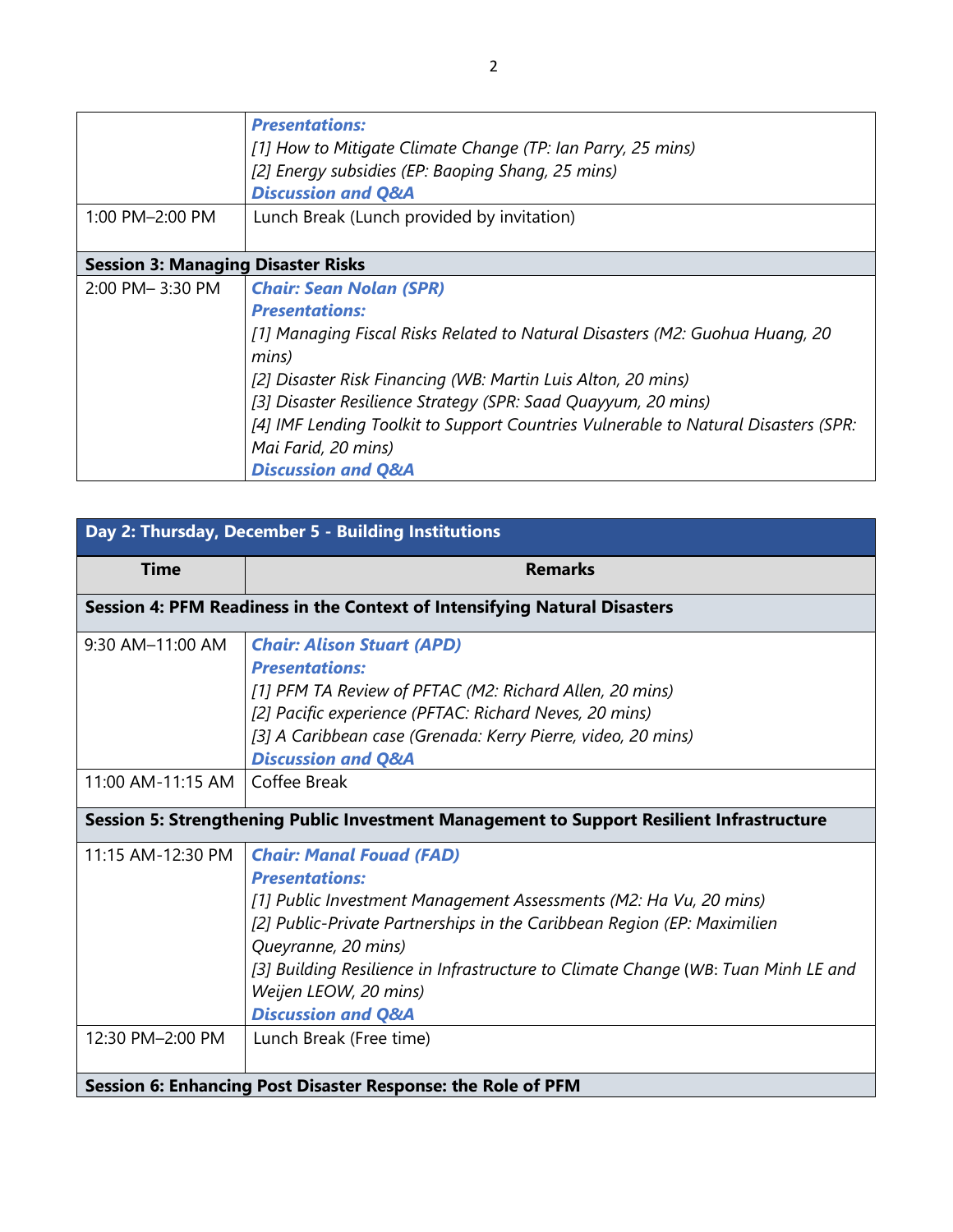| | |
|---|---|
| | ***Presentations:***<br>*[1] How to Mitigate Climate Change (TP: Ian Parry, 25 mins)*<br>*[2] Energy subsidies (EP: Baoping Shang, 25 mins)*<br>***Discussion and Q&A*** |
| 1:00 PM–2:00 PM | Lunch Break (Lunch provided by invitation) |
| **Session 3: Managing Disaster Risks** | |
| 2:00 PM– 3:30 PM | ***Chair: Sean Nolan (SPR)***<br>***Presentations:***<br>*[1] Managing Fiscal Risks Related to Natural Disasters (M2: Guohua Huang, 20 mins)*<br>*[2] Disaster Risk Financing (WB: Martin Luis Alton, 20 mins)*<br>*[3] Disaster Resilience Strategy (SPR: Saad Quayyum, 20 mins)*<br>*[4] IMF Lending Toolkit to Support Countries Vulnerable to Natural Disasters (SPR: Mai Farid, 20 mins)*<br>***Discussion and Q&A*** |

| **Day 2: Thursday, December 5 - Building Institutions** | |
|---|---|
| **Time** | **Remarks** |
| **Session 4: PFM Readiness in the Context of Intensifying Natural Disasters** | |
| 9:30 AM–11:00 AM | ***Chair: Alison Stuart (APD)***<br>***Presentations:***<br>*[1] PFM TA Review of PFTAC (M2: Richard Allen, 20 mins)*<br>*[2] Pacific experience (PFTAC: Richard Neves, 20 mins)*<br>*[3] A Caribbean case (Grenada: Kerry Pierre, video, 20 mins)*<br>***Discussion and Q&A*** |
| 11:00 AM-11:15 AM | Coffee Break |
| **Session 5: Strengthening Public Investment Management to Support Resilient Infrastructure** | |
| 11:15 AM-12:30 PM | ***Chair: Manal Fouad (FAD)***<br>***Presentations:***<br>*[1] Public Investment Management Assessments (M2: Ha Vu, 20 mins)*<br>*[2] Public-Private Partnerships in the Caribbean Region (EP: Maximilien Queyranne, 20 mins)*<br>*[3] Building Resilience in Infrastructure to Climate Change (WB: Tuan Minh LE and Weijen LEOW, 20 mins)*<br>***Discussion and Q&A*** |
| 12:30 PM–2:00 PM | Lunch Break (Free time) |
| **Session 6: Enhancing Post Disaster Response: the Role of PFM** | |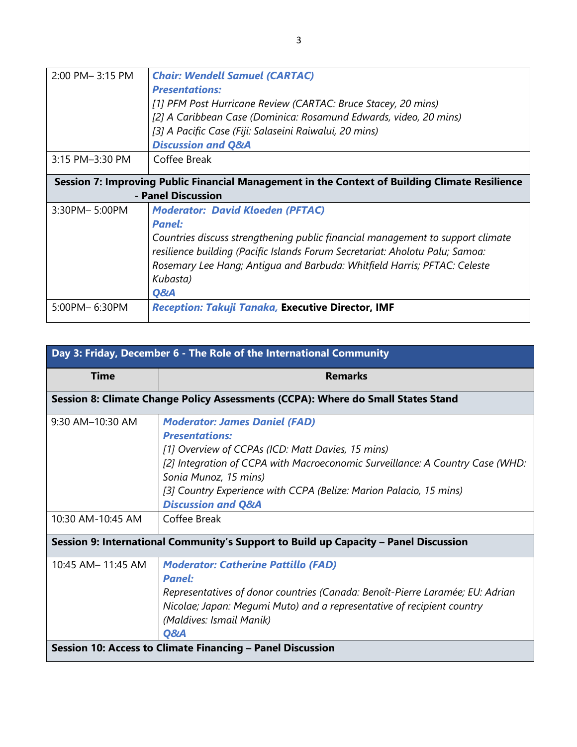| | |
|---|---|
| 2:00 PM– 3:15 PM | ***Chair: Wendell Samuel (CARTAC)***<br>***Presentations:***<br>*[1] PFM Post Hurricane Review (CARTAC: Bruce Stacey, 20 mins)*<br>*[2] A Caribbean Case (Dominica: Rosamund Edwards, video, 20 mins)*<br>*[3] A Pacific Case (Fiji: Salaseini Raiwalui, 20 mins)*<br>***Discussion and Q&A*** |
| 3:15 PM–3:30 PM | Coffee Break |
| **Session 7: Improving Public Financial Management in the Context of Building Climate Resilience - Panel Discussion** | |
| 3:30PM– 5:00PM | ***Moderator: David Kloeden (PFTAC)***<br>***Panel:***<br>*Countries discuss strengthening public financial management to support climate resilience building (Pacific Islands Forum Secretariat: Aholotu Palu; Samoa: Rosemary Lee Hang; Antigua and Barbuda: Whitfield Harris; PFTAC: Celeste Kubasta)*<br>***Q&A*** |
| 5:00PM– 6:30PM | ***Reception: Takuji Tanaka,*** **Executive Director, IMF** |

| **Day 3: Friday, December 6 - The Role of the International Community** | |
|---|---|
| **Time** | **Remarks** |
| **Session 8: Climate Change Policy Assessments (CCPA): Where do Small States Stand** | |
| 9:30 AM–10:30 AM | ***Moderator: James Daniel (FAD)***<br>***Presentations:***<br>*[1] Overview of CCPAs (ICD: Matt Davies, 15 mins)*<br>*[2] Integration of CCPA with Macroeconomic Surveillance: A Country Case (WHD: Sonia Munoz, 15 mins)*<br>*[3] Country Experience with CCPA (Belize: Marion Palacio, 15 mins)*<br>***Discussion and Q&A*** |
| 10:30 AM-10:45 AM | Coffee Break |
| **Session 9: International Community's Support to Build up Capacity – Panel Discussion** | |
| 10:45 AM– 11:45 AM | ***Moderator: Catherine Pattillo (FAD)***<br>***Panel:***<br>*Representatives of donor countries (Canada: Benoît-Pierre Laramée; EU: Adrian Nicolae; Japan: Megumi Muto) and a representative of recipient country (Maldives: Ismail Manik)*<br>***Q&A*** |
| **Session 10: Access to Climate Financing – Panel Discussion** | |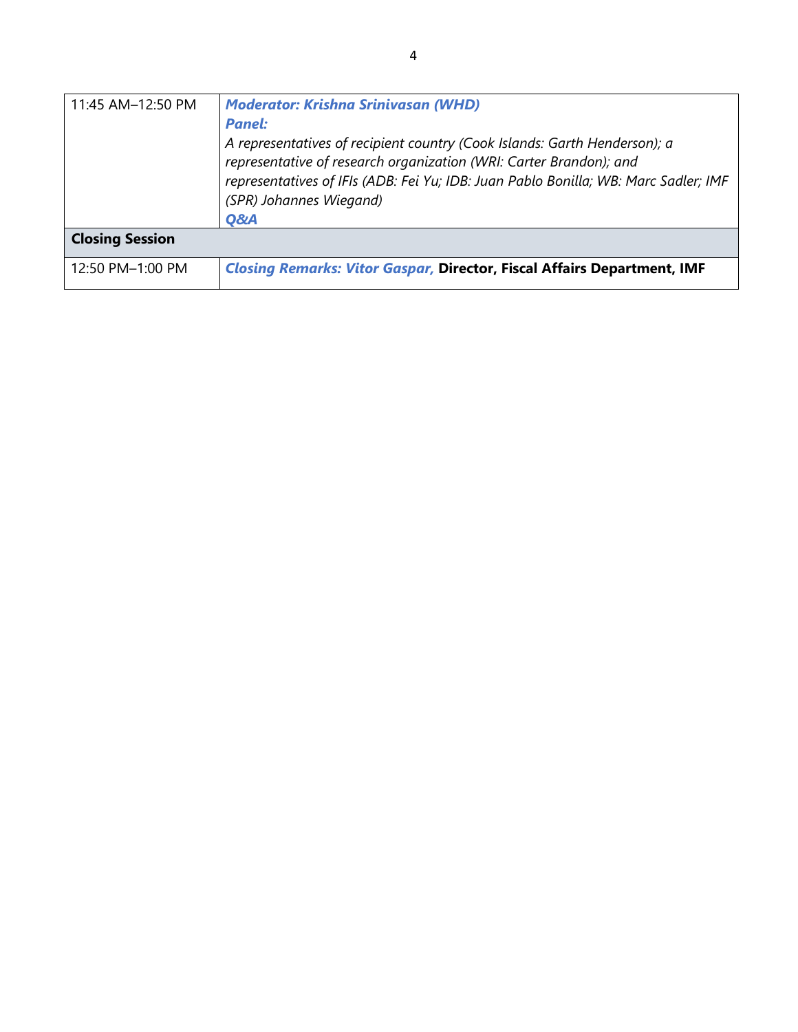| | |
|---|---|
| 11:45 AM–12:50 PM | ***Moderator: Krishna Srinivasan (WHD)***<br>***Panel:***<br>*A representatives of recipient country (Cook Islands: Garth Henderson); a representative of research organization (WRI: Carter Brandon); and representatives of IFIs (ADB: Fei Yu; IDB: Juan Pablo Bonilla; WB: Marc Sadler; IMF (SPR) Johannes Wiegand)*<br>***Q&A*** |
| **Closing Session** | |
| 12:50 PM–1:00 PM | ***Closing Remarks: Vitor Gaspar,*** **Director, Fiscal Affairs Department, IMF** |